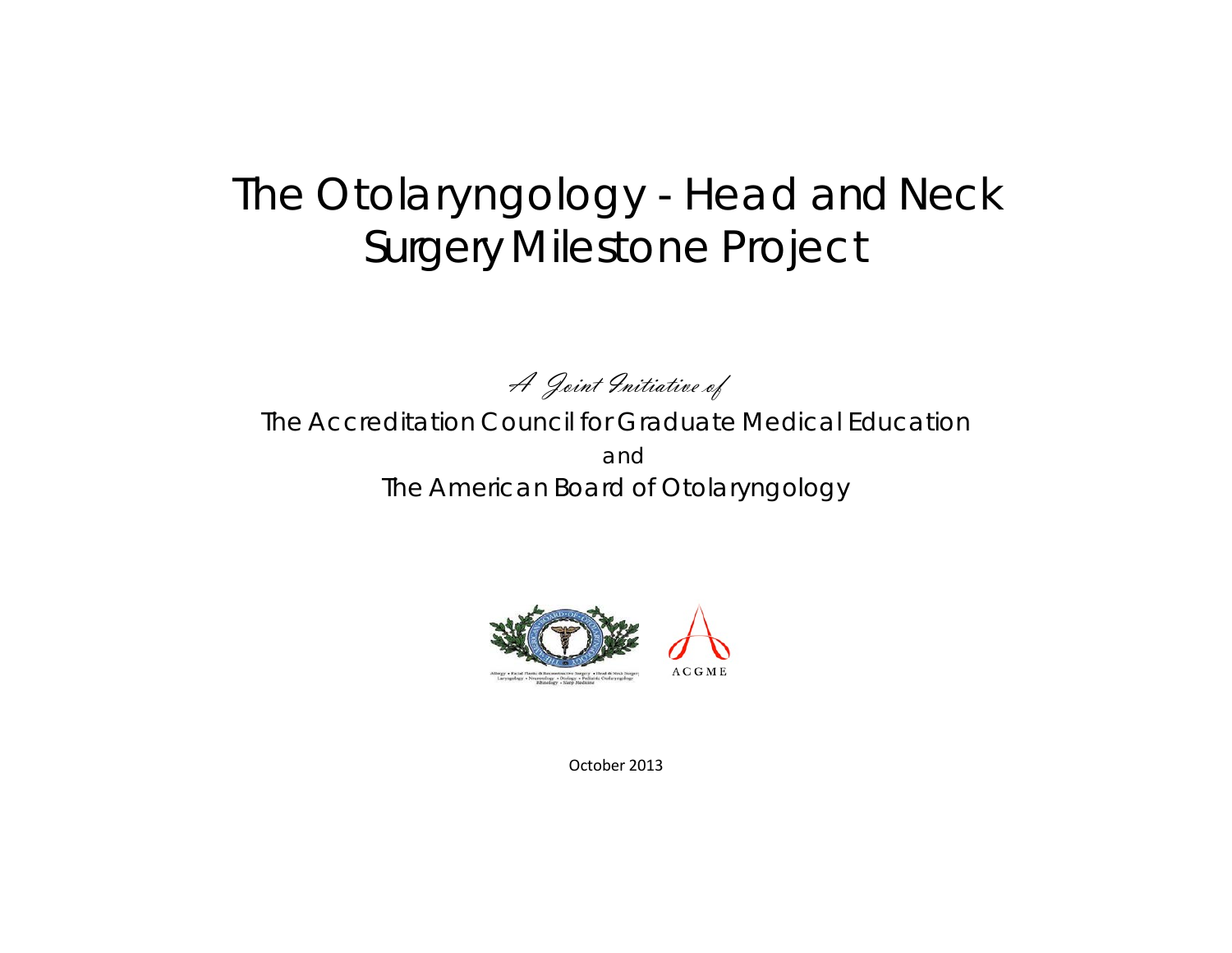# The Otolaryngology - Head and Neck Surgery Milestone Project

*A Joint Initiative of*

The Accreditation Council for Graduate Medical Education

and

The American Board of Otolaryngology

October 2013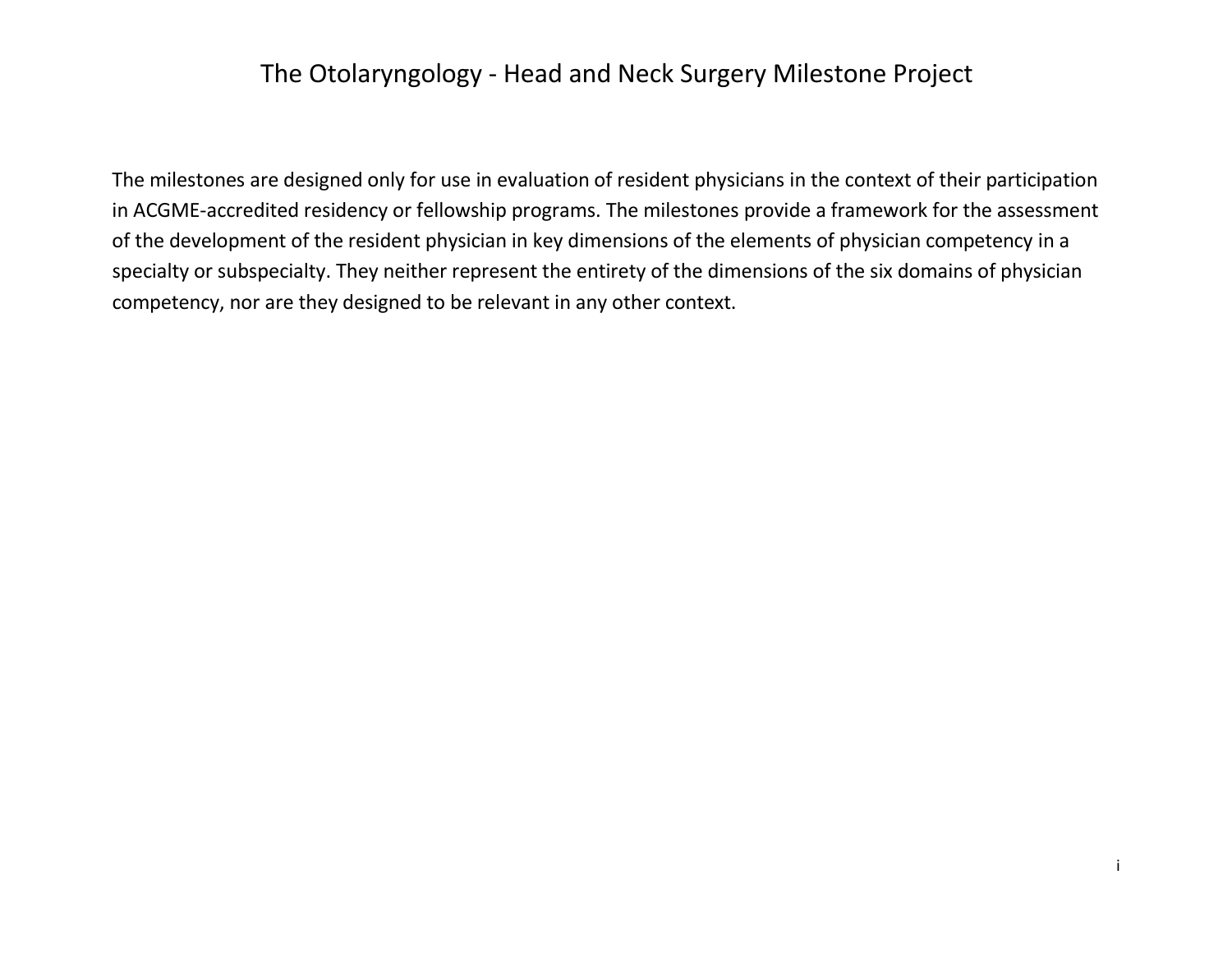# The Otolaryngology - Head and Neck Surgery Milestone Project

The milestones are designed only for use in evaluation of resident physicians in the context of their participation in ACGME-accredited residency or fellowship programs. The milestones provide a framework for the assessment of the development of the resident physician in key dimensions of the elements of physician competency in a specialty or subspecialty. They neither represent the entirety of the dimensions of the six domains of physician competency, nor are they designed to be relevant in any other context.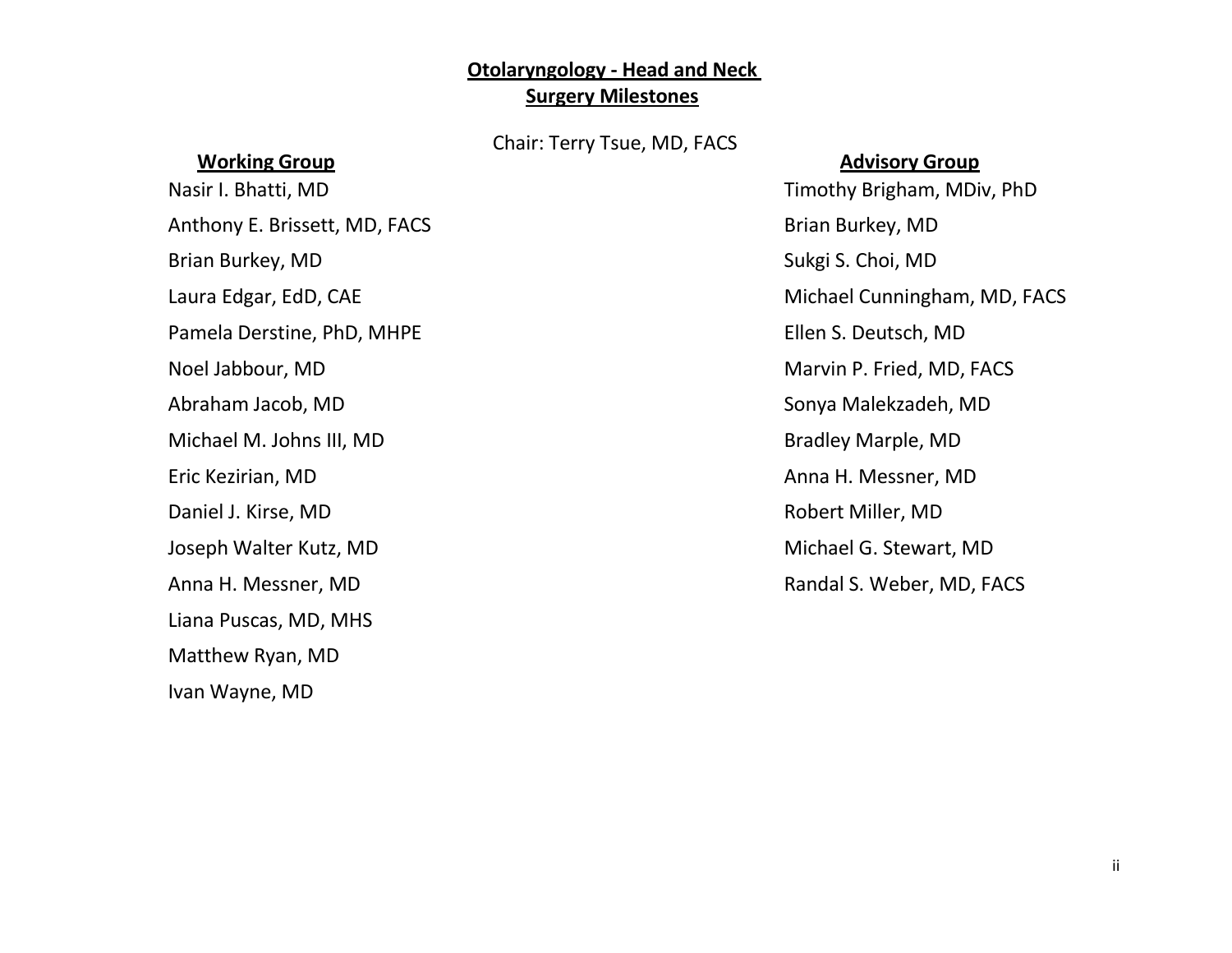# Otolaryngology - Head and Neck Surgery Milestones

Chair: Terry Tsue, MD, FACS

## Working Group

Nasir I. Bhatti, MD

Anthony E. Brissett, MD, FACS

Brian Burkey, MD

Laura Edgar, EdD, CAE

Pamela Derstine, PhD, MHPE

Noel Jabbour, MD

Abraham Jacob, MD

Michael M. Johns III, MD

Eric Kezirian, MD

Daniel J. Kirse, MD

Joseph Walter Kutz, MD

Anna H. Messner, MD

Liana Puscas, MD, MHS

Matthew Ryan, MD

Ivan Wayne, MD

## Advisory Group

Timothy Brigham, MDiv, PhD

Brian Burkey, MD

Sukgi S. Choi, MD

Michael Cunningham, MD, FACS

Ellen S. Deutsch, MD

Marvin P. Fried, MD, FACS

Sonya Malekzadeh, MD

Bradley Marple, MD

Anna H. Messner, MD

Robert Miller, MD

Michael G. Stewart, MD

Randal S. Weber, MD, FACS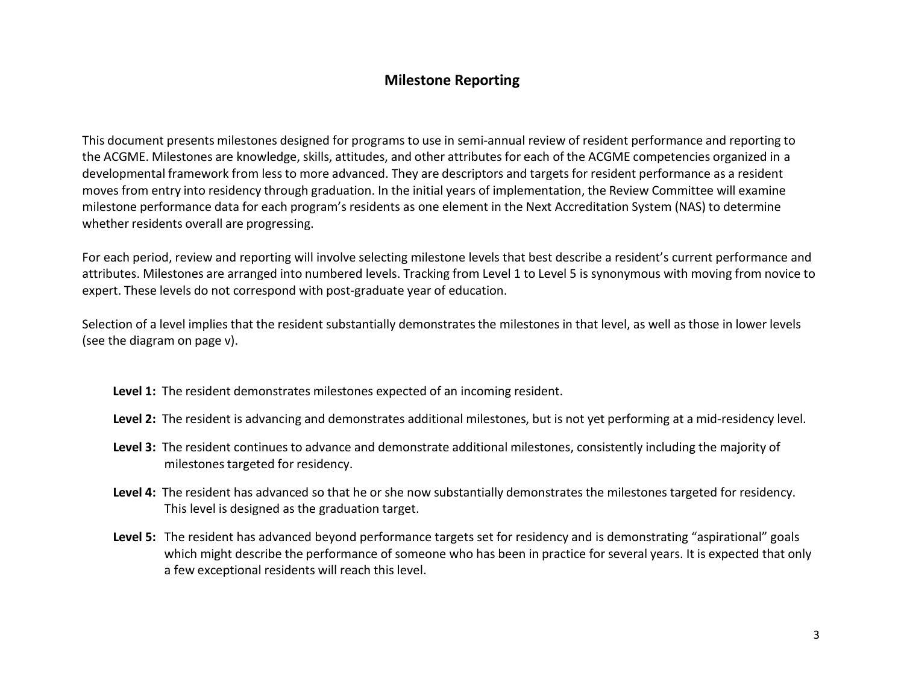# Milestone Reporting

This document presents milestones designed for programs to use in semi-annual review of resident performance and reporting to the ACGME. Milestones are knowledge, skills, attitudes, and other attributes for each of the ACGME competencies organized in a developmental framework from less to more advanced. They are descriptors and targets for resident performance as a resident moves from entry into residency through graduation. In the initial years of implementation, the Review Committee will examine milestone performance data for each program's residents as one element in the Next Accreditation System (NAS) to determine whether residents overall are progressing.

For each period, review and reporting will involve selecting milestone levels that best describe a resident's current performance and attributes. Milestones are arranged into numbered levels. Tracking from Level 1 to Level 5 is synonymous with moving from novice to expert. These levels do not correspond with post-graduate year of education.

Selection of a level implies that the resident substantially demonstrates the milestones in that level, as well as those in lower levels (see the diagram on page v).

**Level 1:** The resident demonstrates milestones expected of an incoming resident.

**Level 2:** The resident is advancing and demonstrates additional milestones, but is not yet performing at a mid-residency level.

**Level 3:** The resident continues to advance and demonstrate additional milestones, consistently including the majority of milestones targeted for residency.

**Level 4:** The resident has advanced so that he or she now substantially demonstrates the milestones targeted for residency. This level is designed as the graduation target.

**Level 5:** The resident has advanced beyond performance targets set for residency and is demonstrating "aspirational" goals which might describe the performance of someone who has been in practice for several years. It is expected that only a few exceptional residents will reach this level.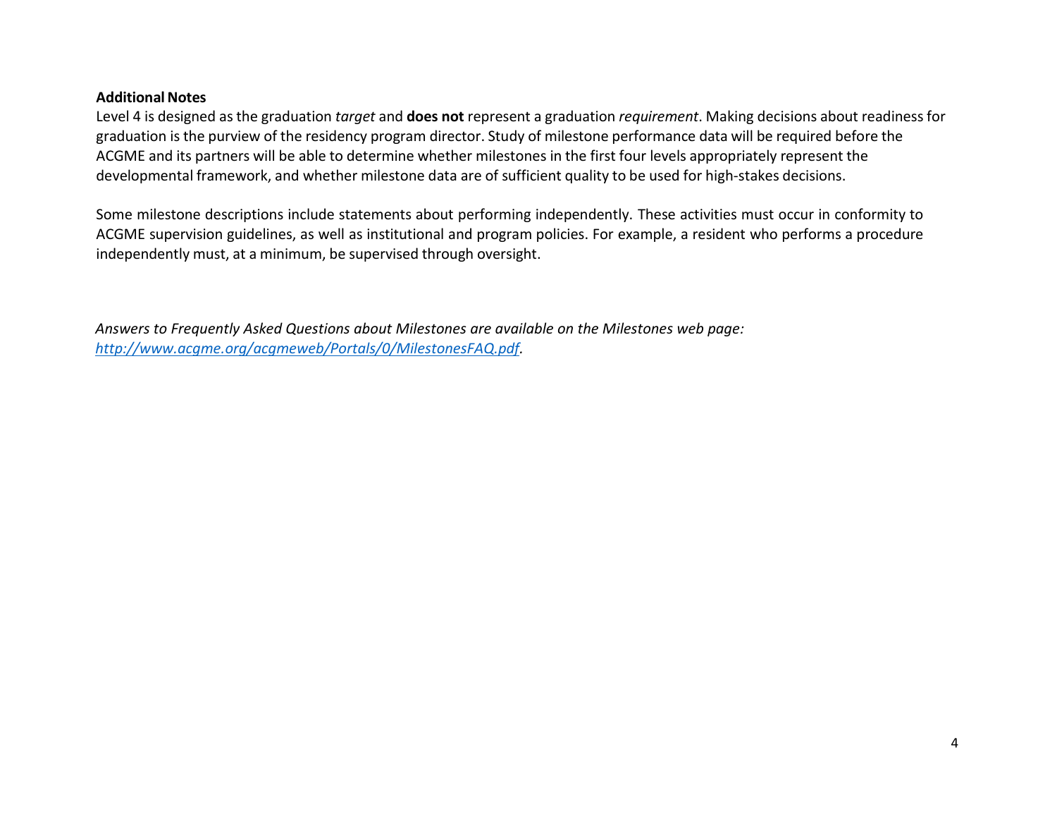**Additional Notes**

Level 4 is designed as the graduation *target* and **does not** represent a graduation *requirement*. Making decisions about readiness for graduation is the purview of the residency program director. Study of milestone performance data will be required before the ACGME and its partners will be able to determine whether milestones in the first four levels appropriately represent the developmental framework, and whether milestone data are of sufficient quality to be used for high-stakes decisions.

Some milestone descriptions include statements about performing independently. These activities must occur in conformity to ACGME supervision guidelines, as well as institutional and program policies. For example, a resident who performs a procedure independently must, at a minimum, be supervised through oversight.

*Answers to Frequently Asked Questions about Milestones are available on the Milestones web page: [http://www.acgme.org/acgmeweb/Portals/0/MilestonesFAQ.pdf](http://www.acgme.org/acgmeweb/Portals/0/MilestonesFAQ.pdf).*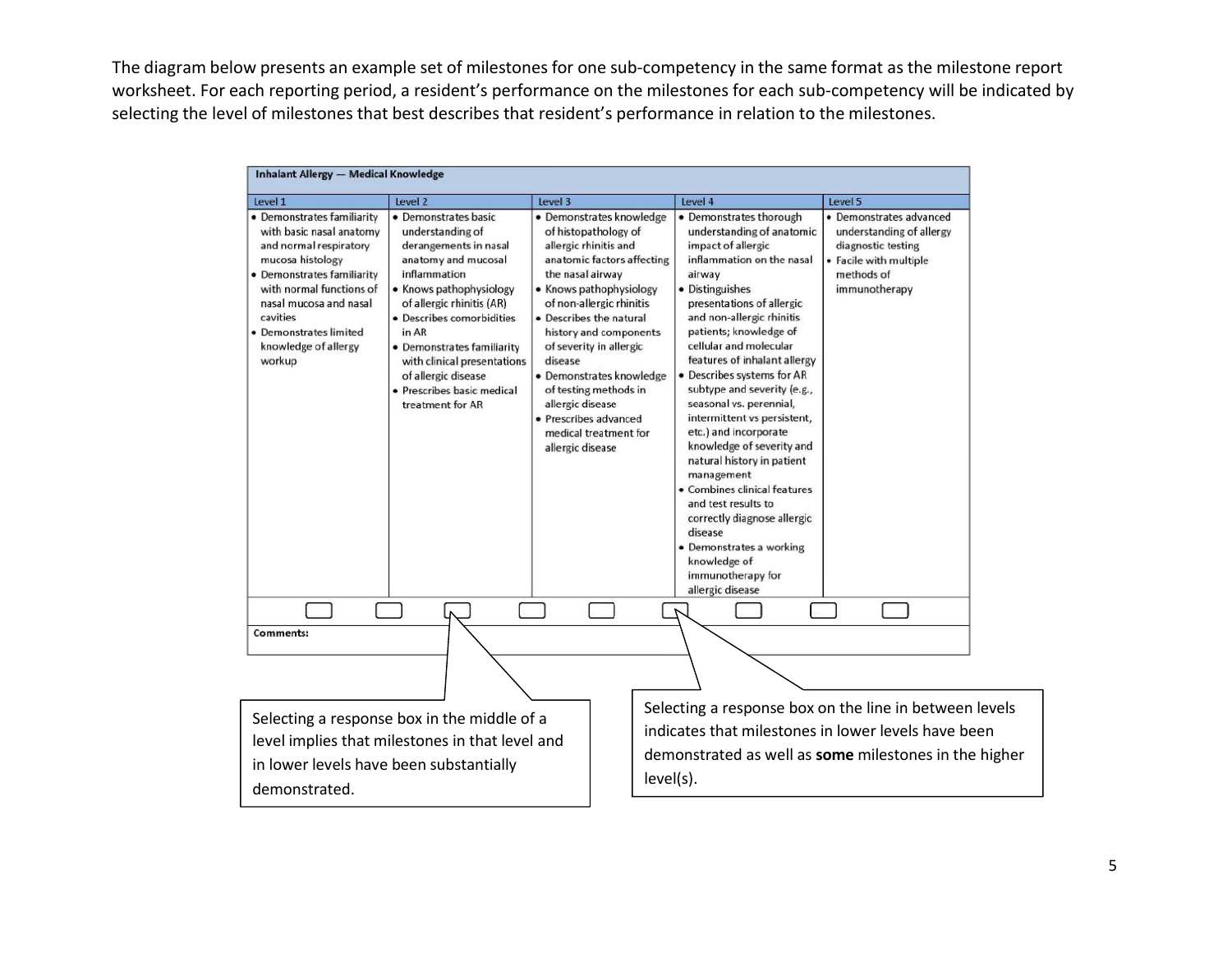The diagram below presents an example set of milestones for one sub-competency in the same format as the milestone report worksheet. For each reporting period, a resident's performance on the milestones for each sub-competency will be indicated by selecting the level of milestones that best describes that resident's performance in relation to the milestones.

| **Inhalant Allergy — Medical Knowledge** | | | | |
|---|---|---|---|---|
| Level 1 | Level 2 | Level 3 | Level 4 | Level 5 |
| • Demonstrates familiarity with basic nasal anatomy and normal respiratory mucosa histology<br>• Demonstrates familiarity with normal functions of nasal mucosa and nasal cavities<br>• Demonstrates limited knowledge of allergy workup | • Demonstrates basic understanding of derangements in nasal anatomy and mucosal inflammation<br>• Knows pathophysiology of allergic rhinitis (AR)<br>• Describes comorbidities in AR<br>• Demonstrates familiarity with clinical presentations of allergic disease<br>• Prescribes basic medical treatment for AR | • Demonstrates knowledge of histopathology of allergic rhinitis and anatomic factors affecting the nasal airway<br>• Knows pathophysiology of non-allergic rhinitis<br>• Describes the natural history and components of severity in allergic disease<br>• Demonstrates knowledge of testing methods in allergic disease<br>• Prescribes advanced medical treatment for allergic disease | • Demonstrates thorough understanding of anatomic impact of allergic inflammation on the nasal airway<br>• Distinguishes presentations of allergic and non-allergic rhinitis patients; knowledge of cellular and molecular features of inhalant allergy<br>• Describes systems for AR subtype and severity (e.g., seasonal vs. perennial, intermittent vs persistent, etc.) and incorporate knowledge of severity and natural history in patient management<br>• Combines clinical features and test results to correctly diagnose allergic disease<br>• Demonstrates a working knowledge of immunotherapy for allergic disease | • Demonstrates advanced understanding of allergy diagnostic testing<br>• Facile with multiple methods of immunotherapy |
| **Comments:** | | | | |

Selecting a response box in the middle of a level implies that milestones in that level and in lower levels have been substantially demonstrated.

Selecting a response box on the line in between levels indicates that milestones in lower levels have been demonstrated as well as **some** milestones in the higher level(s).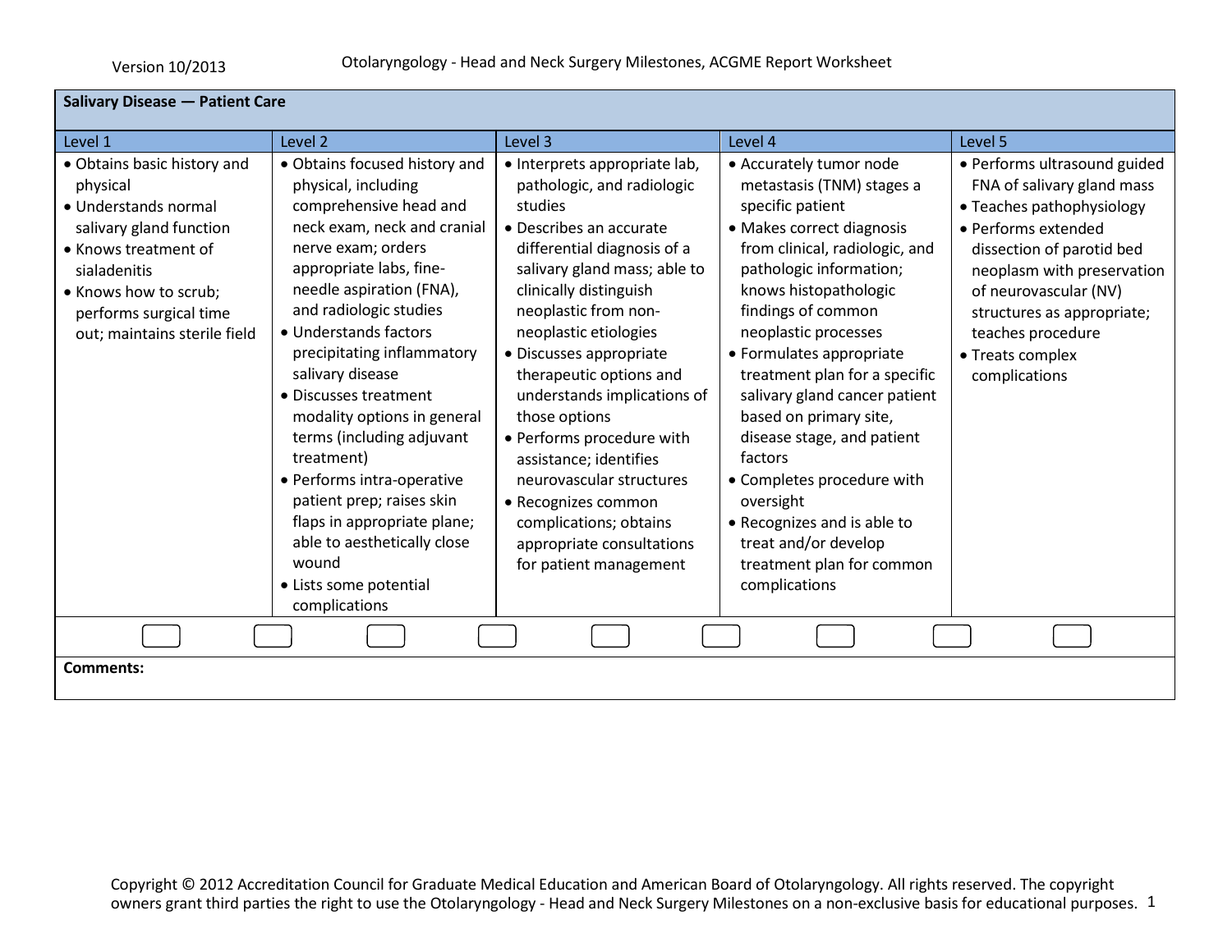| Salivary Disease — Patient Care | | | | |
|---|---|---|---|---|
| Level 1 | Level 2 | Level 3 | Level 4 | Level 5 |
| • Obtains basic history and physical<br>• Understands normal salivary gland function<br>• Knows treatment of sialadenitis<br>• Knows how to scrub; performs surgical time out; maintains sterile field | • Obtains focused history and physical, including comprehensive head and neck exam, neck and cranial nerve exam; orders appropriate labs, fine-needle aspiration (FNA), and radiologic studies<br>• Understands factors precipitating inflammatory salivary disease<br>• Discusses treatment modality options in general terms (including adjuvant treatment)<br>• Performs intra-operative patient prep; raises skin flaps in appropriate plane; able to aesthetically close wound<br>• Lists some potential complications | • Interprets appropriate lab, pathologic, and radiologic studies<br>• Describes an accurate differential diagnosis of a salivary gland mass; able to clinically distinguish neoplastic from non-neoplastic etiologies<br>• Discusses appropriate therapeutic options and understands implications of those options<br>• Performs procedure with assistance; identifies neurovascular structures<br>• Recognizes common complications; obtains appropriate consultations for patient management | • Accurately tumor node metastasis (TNM) stages a specific patient<br>• Makes correct diagnosis from clinical, radiologic, and pathologic information; knows histopathologic findings of common neoplastic processes<br>• Formulates appropriate treatment plan for a specific salivary gland cancer patient based on primary site, disease stage, and patient factors<br>• Completes procedure with oversight<br>• Recognizes and is able to treat and/or develop treatment plan for common complications | • Performs ultrasound guided FNA of salivary gland mass<br>• Teaches pathophysiology<br>• Performs extended dissection of parotid bed neoplasm with preservation of neurovascular (NV) structures as appropriate; teaches procedure<br>• Treats complex complications |

Comments: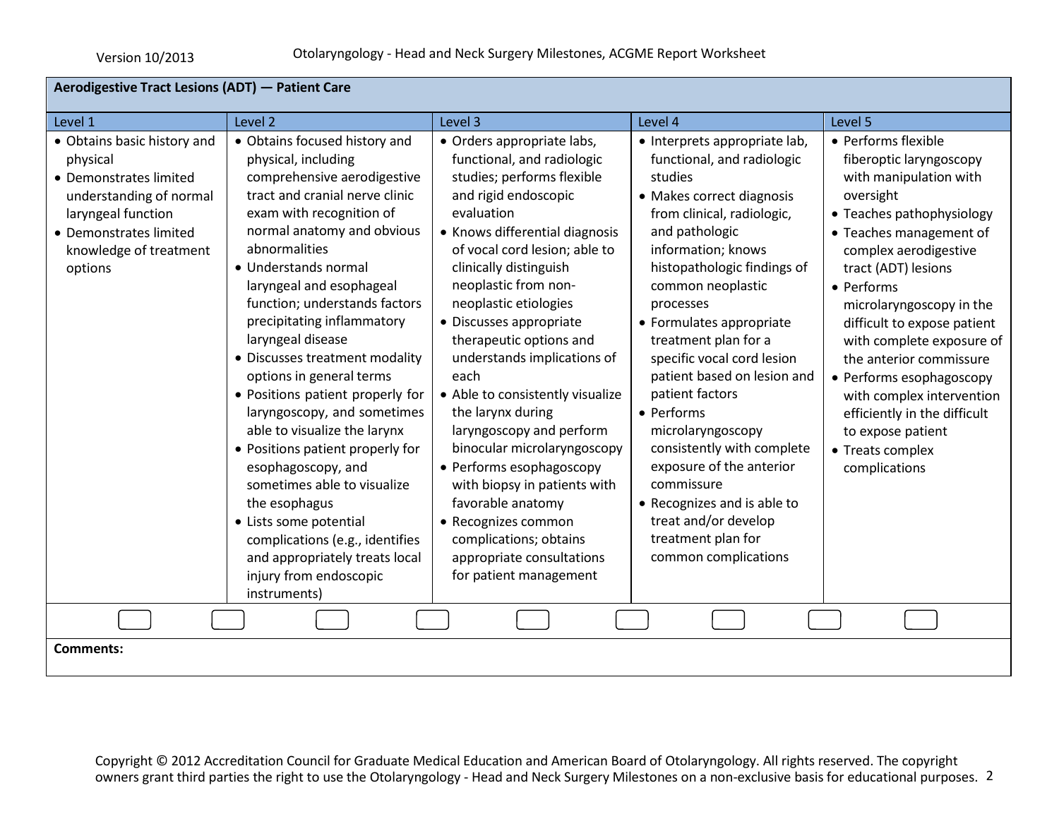| Aerodigestive Tract Lesions (ADT) — Patient Care | | | | |
|---|---|---|---|---|
| Level 1 | Level 2 | Level 3 | Level 4 | Level 5 |
| • Obtains basic history and physical<br>• Demonstrates limited understanding of normal laryngeal function<br>• Demonstrates limited knowledge of treatment options | • Obtains focused history and physical, including comprehensive aerodigestive tract and cranial nerve clinic exam with recognition of normal anatomy and obvious abnormalities<br>• Understands normal laryngeal and esophageal function; understands factors precipitating inflammatory laryngeal disease<br>• Discusses treatment modality options in general terms<br>• Positions patient properly for laryngoscopy, and sometimes able to visualize the larynx<br>• Positions patient properly for esophagoscopy, and sometimes able to visualize the esophagus<br>• Lists some potential complications (e.g., identifies and appropriately treats local injury from endoscopic instruments) | • Orders appropriate labs, functional, and radiologic studies; performs flexible and rigid endoscopic evaluation<br>• Knows differential diagnosis of vocal cord lesion; able to clinically distinguish neoplastic from non-neoplastic etiologies<br>• Discusses appropriate therapeutic options and understands implications of each<br>• Able to consistently visualize the larynx during laryngoscopy and perform binocular microlaryngoscopy<br>• Performs esophagoscopy with biopsy in patients with favorable anatomy<br>• Recognizes common complications; obtains appropriate consultations for patient management | • Interprets appropriate lab, functional, and radiologic studies<br>• Makes correct diagnosis from clinical, radiologic, and pathologic information; knows histopathologic findings of common neoplastic processes<br>• Formulates appropriate treatment plan for a specific vocal cord lesion patient based on lesion and patient factors<br>• Performs microlaryngoscopy consistently with complete exposure of the anterior commissure<br>• Recognizes and is able to treat and/or develop treatment plan for common complications | • Performs flexible fiberoptic laryngoscopy with manipulation with oversight<br>• Teaches pathophysiology<br>• Teaches management of complex aerodigestive tract (ADT) lesions<br>• Performs microlaryngoscopy in the difficult to expose patient with complete exposure of the anterior commissure<br>• Performs esophagoscopy with complex intervention efficiently in the difficult to expose patient<br>• Treats complex complications |

**Comments:**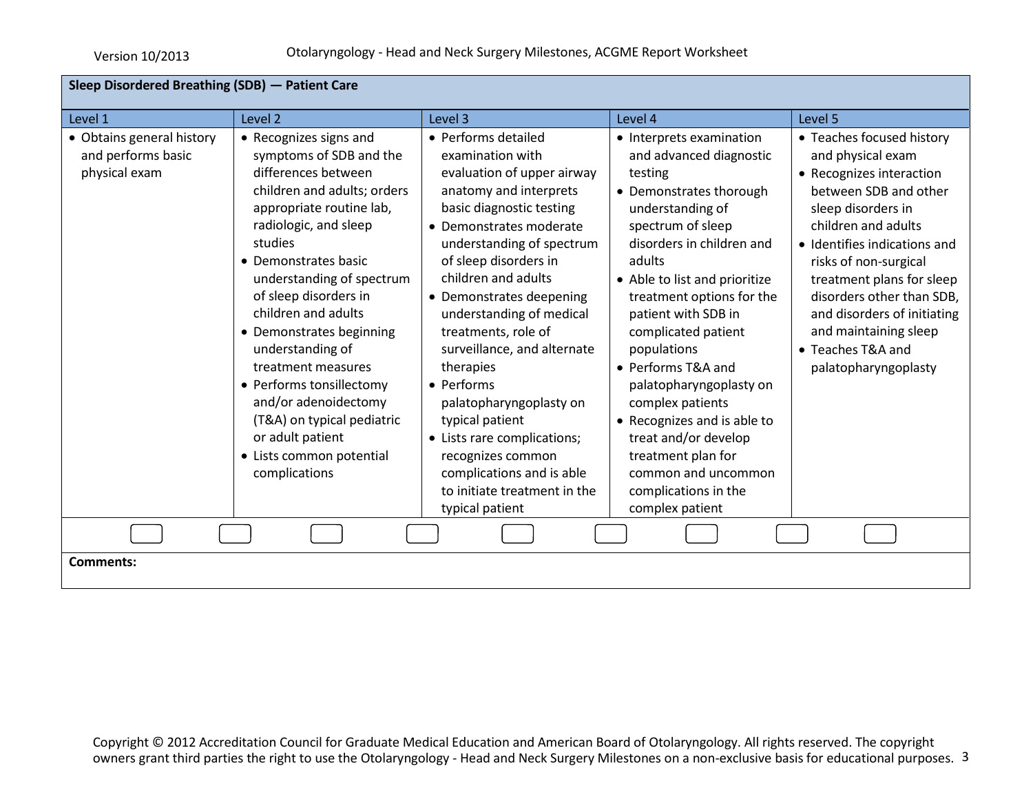| Sleep Disordered Breathing (SDB) — Patient Care | | | | |
|---|---|---|---|---|
| Level 1 | Level 2 | Level 3 | Level 4 | Level 5 |
| • Obtains general history and performs basic physical exam | • Recognizes signs and symptoms of SDB and the differences between children and adults; orders appropriate routine lab, radiologic, and sleep studies<br>• Demonstrates basic understanding of spectrum of sleep disorders in children and adults<br>• Demonstrates beginning understanding of treatment measures<br>• Performs tonsillectomy and/or adenoidectomy (T&A) on typical pediatric or adult patient<br>• Lists common potential complications | • Performs detailed examination with evaluation of upper airway anatomy and interprets basic diagnostic testing<br>• Demonstrates moderate understanding of spectrum of sleep disorders in children and adults<br>• Demonstrates deepening understanding of medical treatments, role of surveillance, and alternate therapies<br>• Performs palatopharyngoplasty on typical patient<br>• Lists rare complications; recognizes common complications and is able to initiate treatment in the typical patient | • Interprets examination and advanced diagnostic testing<br>• Demonstrates thorough understanding of spectrum of sleep disorders in children and adults<br>• Able to list and prioritize treatment options for the patient with SDB in complicated patient populations<br>• Performs T&A and palatopharyngoplasty on complex patients<br>• Recognizes and is able to treat and/or develop treatment plan for common and uncommon complications in the complex patient | • Teaches focused history and physical exam<br>• Recognizes interaction between SDB and other sleep disorders in children and adults<br>• Identifies indications and risks of non-surgical treatment plans for sleep disorders other than SDB, and disorders of initiating and maintaining sleep<br>• Teaches T&A and palatopharyngoplasty |

**Comments:**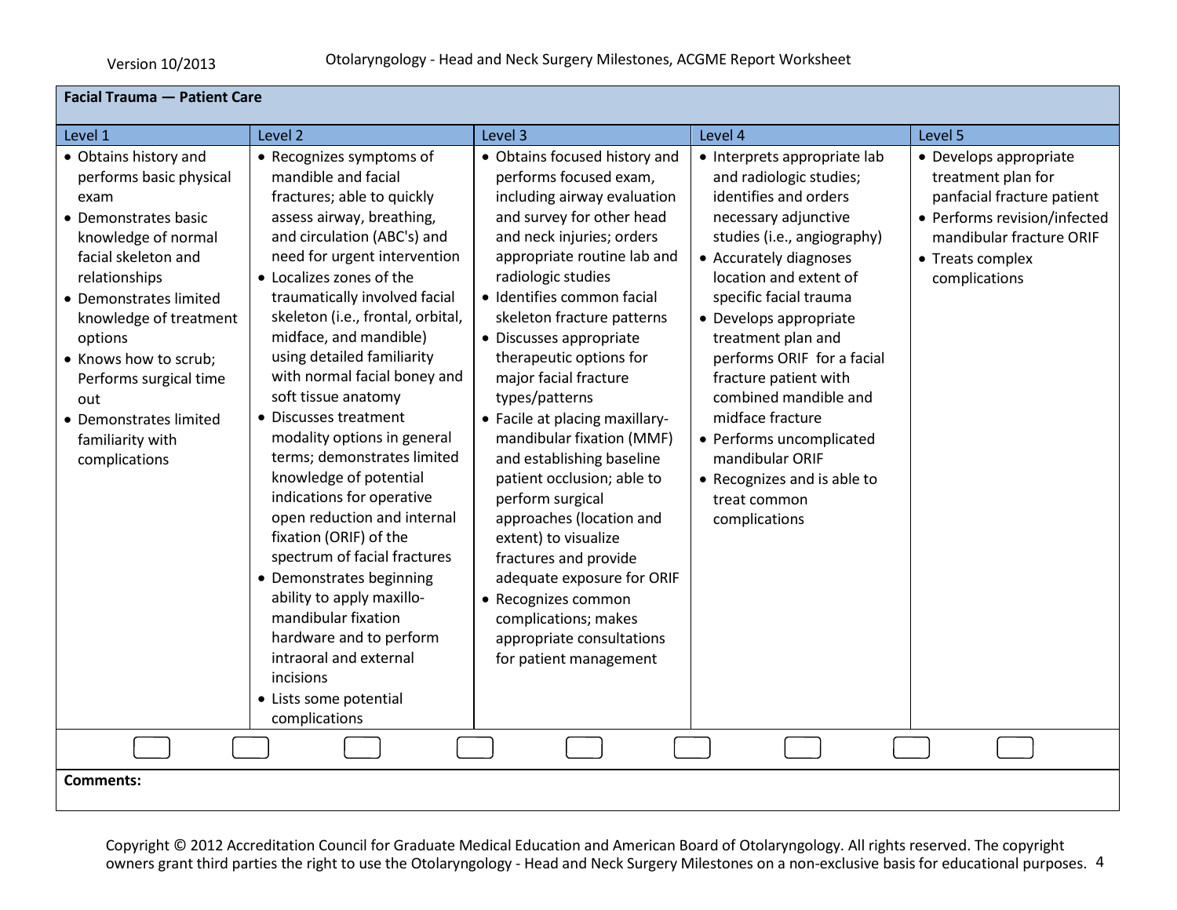## Facial Trauma — Patient Care

| Level 1 | Level 2 | Level 3 | Level 4 | Level 5 |
|---|---|---|---|---|
| • Obtains history and performs basic physical exam<br>• Demonstrates basic knowledge of normal facial skeleton and relationships<br>• Demonstrates limited knowledge of treatment options<br>• Knows how to scrub; Performs surgical time out<br>• Demonstrates limited familiarity with complications | • Recognizes symptoms of mandible and facial fractures; able to quickly assess airway, breathing, and circulation (ABC's) and need for urgent intervention<br>• Localizes zones of the traumatically involved facial skeleton (i.e., frontal, orbital, midface, and mandible) using detailed familiarity with normal facial boney and soft tissue anatomy<br>• Discusses treatment modality options in general terms; demonstrates limited knowledge of potential indications for operative open reduction and internal fixation (ORIF) of the spectrum of facial fractures<br>• Demonstrates beginning ability to apply maxillo-mandibular fixation hardware and to perform intraoral and external incisions<br>• Lists some potential complications | • Obtains focused history and performs focused exam, including airway evaluation and survey for other head and neck injuries; orders appropriate routine lab and radiologic studies<br>• Identifies common facial skeleton fracture patterns<br>• Discusses appropriate therapeutic options for major facial fracture types/patterns<br>• Facile at placing maxillary-mandibular fixation (MMF) and establishing baseline patient occlusion; able to perform surgical approaches (location and extent) to visualize fractures and provide adequate exposure for ORIF<br>• Recognizes common complications; makes appropriate consultations for patient management | • Interprets appropriate lab and radiologic studies; identifies and orders necessary adjunctive studies (i.e., angiography)<br>• Accurately diagnoses location and extent of specific facial trauma<br>• Develops appropriate treatment plan and performs ORIF for a facial fracture patient with combined mandible and midface fracture<br>• Performs uncomplicated mandibular ORIF<br>• Recognizes and is able to treat common complications | • Develops appropriate treatment plan for panfacial fracture patient<br>• Performs revision/infected mandibular fracture ORIF<br>• Treats complex complications |

☐ ☐ ☐ ☐ ☐ ☐ ☐ ☐ ☐

**Comments:**

Copyright © 2012 Accreditation Council for Graduate Medical Education and American Board of Otolaryngology. All rights reserved. The copyright owners grant third parties the right to use the Otolaryngology - Head and Neck Surgery Milestones on a non-exclusive basis for educational purposes.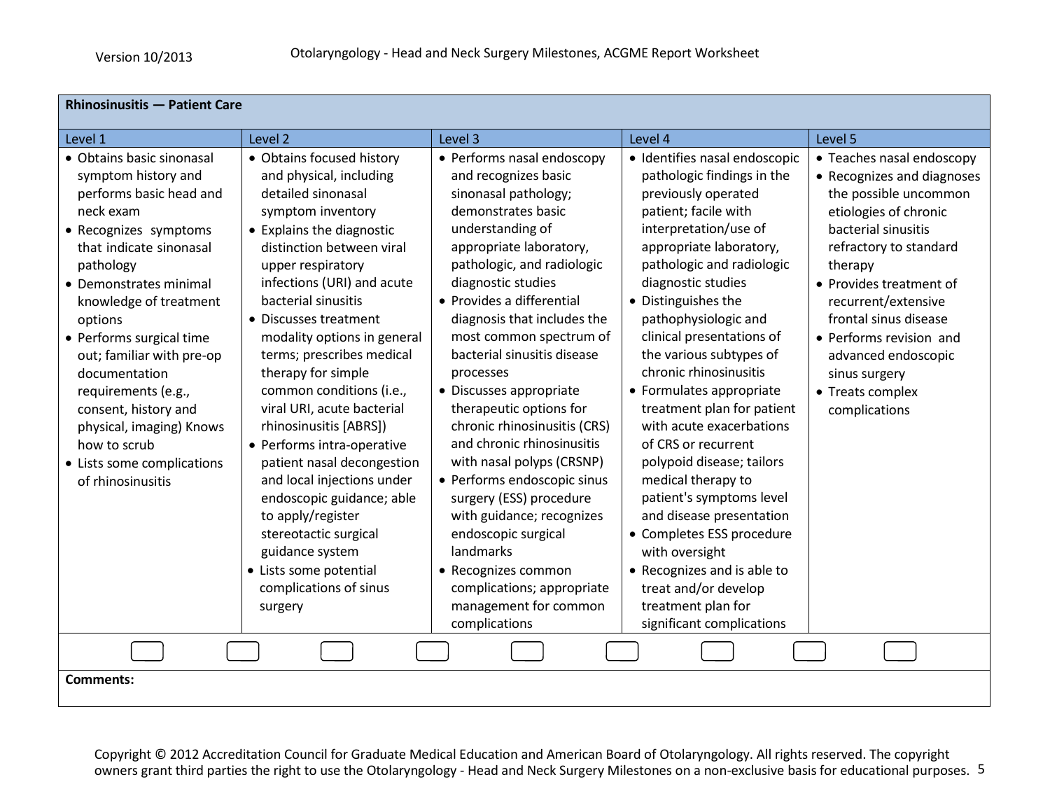| Rhinosinusitis — Patient Care | | | | |
|---|---|---|---|---|
| Level 1 | Level 2 | Level 3 | Level 4 | Level 5 |
| • Obtains basic sinonasal symptom history and performs basic head and neck exam<br>• Recognizes symptoms that indicate sinonasal pathology<br>• Demonstrates minimal knowledge of treatment options<br>• Performs surgical time out; familiar with pre-op documentation requirements (e.g., consent, history and physical, imaging) Knows how to scrub<br>• Lists some complications of rhinosinusitis | • Obtains focused history and physical, including detailed sinonasal symptom inventory<br>• Explains the diagnostic distinction between viral upper respiratory infections (URI) and acute bacterial sinusitis<br>• Discusses treatment modality options in general terms; prescribes medical therapy for simple common conditions (i.e., viral URI, acute bacterial rhinosinusitis [ABRS])<br>• Performs intra-operative patient nasal decongestion and local injections under endoscopic guidance; able to apply/register stereotactic surgical guidance system<br>• Lists some potential complications of sinus surgery | • Performs nasal endoscopy and recognizes basic sinonasal pathology; demonstrates basic understanding of appropriate laboratory, pathologic, and radiologic diagnostic studies<br>• Provides a differential diagnosis that includes the most common spectrum of bacterial sinusitis disease processes<br>• Discusses appropriate therapeutic options for chronic rhinosinusitis (CRS) and chronic rhinosinusitis with nasal polyps (CRSNP)<br>• Performs endoscopic sinus surgery (ESS) procedure with guidance; recognizes endoscopic surgical landmarks<br>• Recognizes common complications; appropriate management for common complications | • Identifies nasal endoscopic pathologic findings in the previously operated patient; facile with interpretation/use of appropriate laboratory, pathologic and radiologic diagnostic studies<br>• Distinguishes the pathophysiologic and clinical presentations of the various subtypes of chronic rhinosinusitis<br>• Formulates appropriate treatment plan for patient with acute exacerbations of CRS or recurrent polypoid disease; tailors medical therapy to patient's symptoms level and disease presentation<br>• Completes ESS procedure with oversight<br>• Recognizes and is able to treat and/or develop treatment plan for significant complications | • Teaches nasal endoscopy<br>• Recognizes and diagnoses the possible uncommon etiologies of chronic bacterial sinusitis refractory to standard therapy<br>• Provides treatment of recurrent/extensive frontal sinus disease<br>• Performs revision and advanced endoscopic sinus surgery<br>• Treats complex complications |

**Comments:**

Copyright © 2012 Accreditation Council for Graduate Medical Education and American Board of Otolaryngology. All rights reserved. The copyright owners grant third parties the right to use the Otolaryngology - Head and Neck Surgery Milestones on a non-exclusive basis for educational purposes.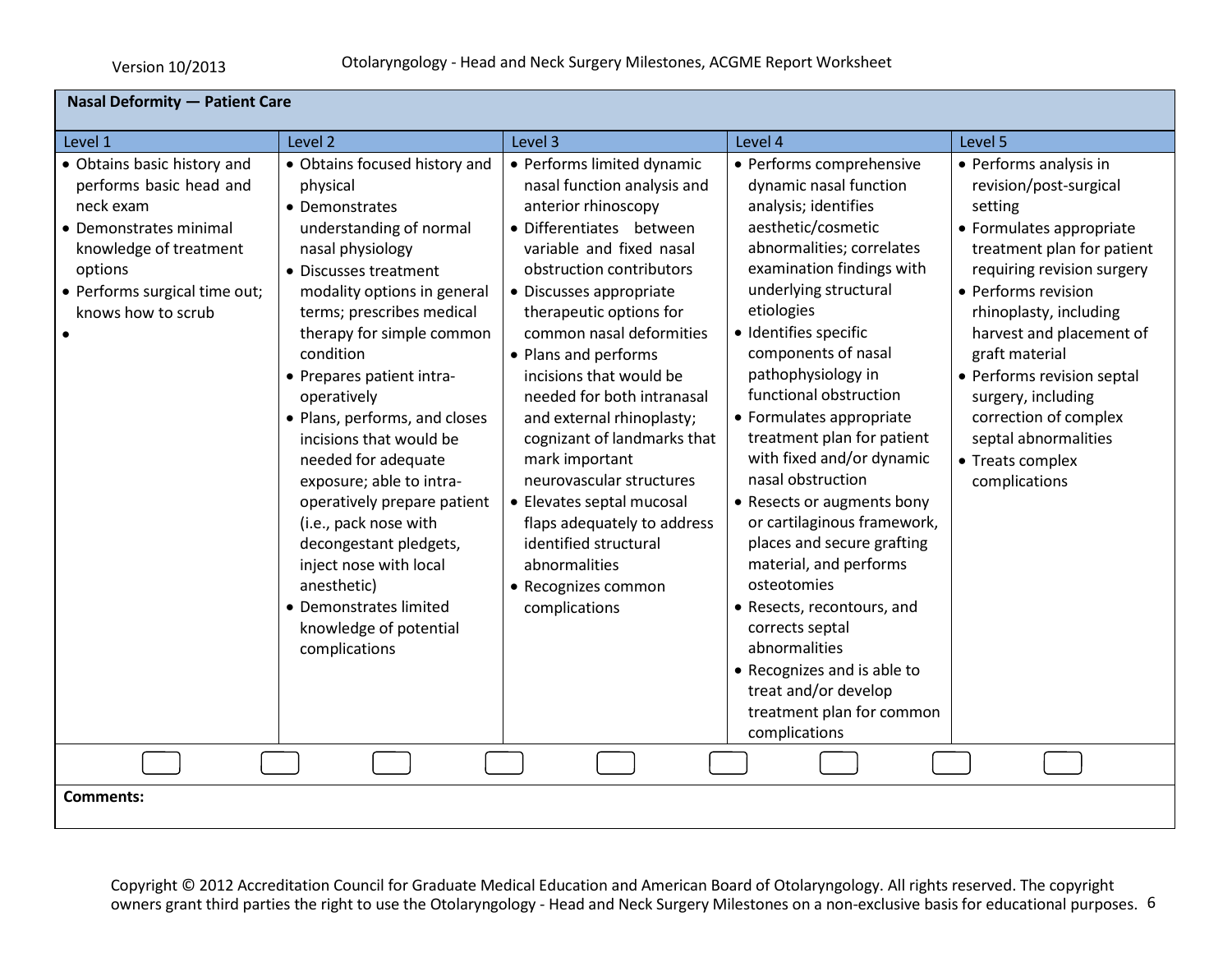## Nasal Deformity — Patient Care

| Level 1 | Level 2 | Level 3 | Level 4 | Level 5 |
|---|---|---|---|---|
| • Obtains basic history and performs basic head and neck exam<br>• Demonstrates minimal knowledge of treatment options<br>• Performs surgical time out; knows how to scrub<br>• | • Obtains focused history and physical<br>• Demonstrates understanding of normal nasal physiology<br>• Discusses treatment modality options in general terms; prescribes medical therapy for simple common condition<br>• Prepares patient intra-operatively<br>• Plans, performs, and closes incisions that would be needed for adequate exposure; able to intra-operatively prepare patient (i.e., pack nose with decongestant pledgets, inject nose with local anesthetic)<br>• Demonstrates limited knowledge of potential complications | • Performs limited dynamic nasal function analysis and anterior rhinoscopy<br>• Differentiates between variable and fixed nasal obstruction contributors<br>• Discusses appropriate therapeutic options for common nasal deformities<br>• Plans and performs incisions that would be needed for both intranasal and external rhinoplasty; cognizant of landmarks that mark important neurovascular structures<br>• Elevates septal mucosal flaps adequately to address identified structural abnormalities<br>• Recognizes common complications | • Performs comprehensive dynamic nasal function analysis; identifies aesthetic/cosmetic abnormalities; correlates examination findings with underlying structural etiologies<br>• Identifies specific components of nasal pathophysiology in functional obstruction<br>• Formulates appropriate treatment plan for patient with fixed and/or dynamic nasal obstruction<br>• Resects or augments bony or cartilaginous framework, places and secure grafting material, and performs osteotomies<br>• Resects, recontours, and corrects septal abnormalities<br>• Recognizes and is able to treat and/or develop treatment plan for common complications | • Performs analysis in revision/post-surgical setting<br>• Formulates appropriate treatment plan for patient requiring revision surgery<br>• Performs revision rhinoplasty, including harvest and placement of graft material<br>• Performs revision septal surgery, including correction of complex septal abnormalities<br>• Treats complex complications |

☐ ☐ ☐ ☐ ☐ ☐ ☐ ☐ ☐

**Comments:**

Copyright © 2012 Accreditation Council for Graduate Medical Education and American Board of Otolaryngology. All rights reserved. The copyright owners grant third parties the right to use the Otolaryngology - Head and Neck Surgery Milestones on a non-exclusive basis for educational purposes.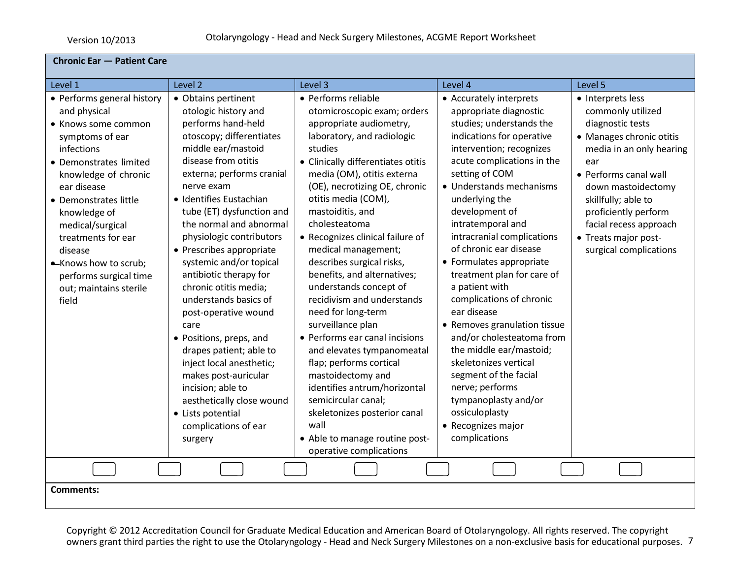## Chronic Ear — Patient Care

| Level 1 | Level 2 | Level 3 | Level 4 | Level 5 |
|---|---|---|---|---|
| • Performs general history and physical<br>• Knows some common symptoms of ear infections<br>• Demonstrates limited knowledge of chronic ear disease<br>• Demonstrates little knowledge of medical/surgical treatments for ear disease<br>• Knows how to scrub; performs surgical time out; maintains sterile field | • Obtains pertinent otologic history and performs hand-held otoscopy; differentiates middle ear/mastoid disease from otitis externa; performs cranial nerve exam<br>• Identifies Eustachian tube (ET) dysfunction and the normal and abnormal physiologic contributors<br>• Prescribes appropriate systemic and/or topical antibiotic therapy for chronic otitis media; understands basics of post-operative wound care<br>• Positions, preps, and drapes patient; able to inject local anesthetic; makes post-auricular incision; able to aesthetically close wound<br>• Lists potential complications of ear surgery | • Performs reliable otomicroscopic exam; orders appropriate audiometry, laboratory, and radiologic studies<br>• Clinically differentiates otitis media (OM), otitis externa (OE), necrotizing OE, chronic otitis media (COM), mastoiditis, and cholesteatoma<br>• Recognizes clinical failure of medical management; describes surgical risks, benefits, and alternatives; understands concept of recidivism and understands need for long-term surveillance plan<br>• Performs ear canal incisions and elevates tympanomeatal flap; performs cortical mastoidectomy and identifies antrum/horizontal semicircular canal; skeletonizes posterior canal wall<br>• Able to manage routine post-operative complications | • Accurately interprets appropriate diagnostic studies; understands the indications for operative intervention; recognizes acute complications in the setting of COM<br>• Understands mechanisms underlying the development of intratemporal and intracranial complications of chronic ear disease<br>• Formulates appropriate treatment plan for care of a patient with complications of chronic ear disease<br>• Removes granulation tissue and/or cholesteatoma from the middle ear/mastoid; skeletonizes vertical segment of the facial nerve; performs tympanoplasty and/or ossiculoplasty<br>• Recognizes major complications | • Interprets less commonly utilized diagnostic tests<br>• Manages chronic otitis media in an only hearing ear<br>• Performs canal wall down mastoidectomy skillfully; able to proficiently perform facial recess approach<br>• Treats major post-surgical complications |

☐ ☐ ☐ ☐ ☐ ☐ ☐ ☐ ☐

**Comments:**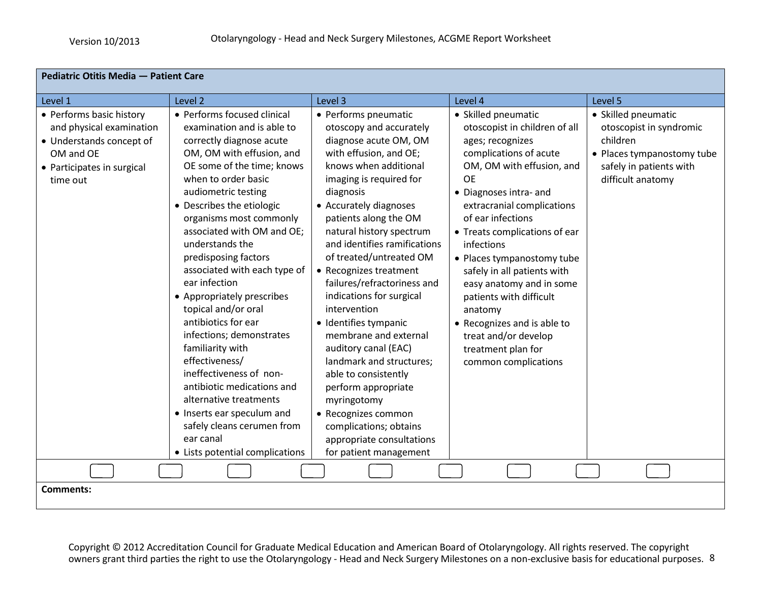| Pediatric Otitis Media — Patient Care | | | | |
|---|---|---|---|---|
| Level 1 | Level 2 | Level 3 | Level 4 | Level 5 |
| • Performs basic history and physical examination<br>• Understands concept of OM and OE<br>• Participates in surgical time out | • Performs focused clinical examination and is able to correctly diagnose acute OM, OM with effusion, and OE some of the time; knows when to order basic audiometric testing<br>• Describes the etiologic organisms most commonly associated with OM and OE; understands the predisposing factors associated with each type of ear infection<br>• Appropriately prescribes topical and/or oral antibiotics for ear infections; demonstrates familiarity with effectiveness/ ineffectiveness of non-antibiotic medications and alternative treatments<br>• Inserts ear speculum and safely cleans cerumen from ear canal<br>• Lists potential complications | • Performs pneumatic otoscopy and accurately diagnose acute OM, OM with effusion, and OE; knows when additional imaging is required for diagnosis<br>• Accurately diagnoses patients along the OM natural history spectrum and identifies ramifications of treated/untreated OM<br>• Recognizes treatment failures/refractoriness and indications for surgical intervention<br>• Identifies tympanic membrane and external auditory canal (EAC) landmark and structures; able to consistently perform appropriate myringotomy<br>• Recognizes common complications; obtains appropriate consultations for patient management | • Skilled pneumatic otoscopist in children of all ages; recognizes complications of acute OM, OM with effusion, and OE<br>• Diagnoses intra- and extracranial complications of ear infections<br>• Treats complications of ear infections<br>• Places tympanostomy tube safely in all patients with easy anatomy and in some patients with difficult anatomy<br>• Recognizes and is able to treat and/or develop treatment plan for common complications | • Skilled pneumatic otoscopist in syndromic children<br>• Places tympanostomy tube safely in patients with difficult anatomy |

**Comments:**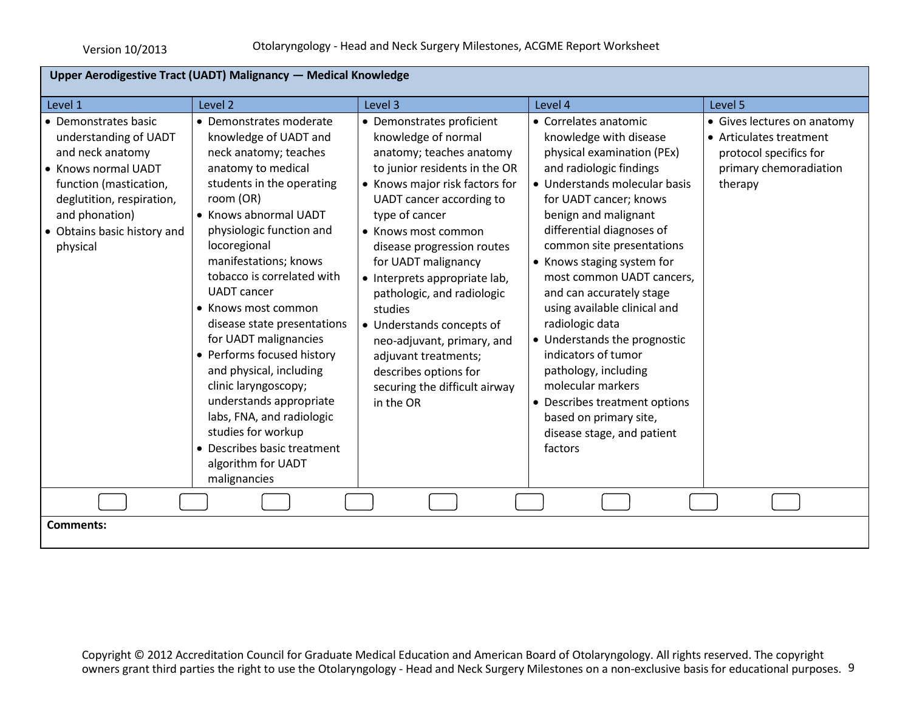## Upper Aerodigestive Tract (UADT) Malignancy — Medical Knowledge

| Level 1 | Level 2 | Level 3 | Level 4 | Level 5 |
|---|---|---|---|---|
| • Demonstrates basic understanding of UADT and neck anatomy<br>• Knows normal UADT function (mastication, deglutition, respiration, and phonation)<br>• Obtains basic history and physical | • Demonstrates moderate knowledge of UADT and neck anatomy; teaches anatomy to medical students in the operating room (OR)<br>• Knows abnormal UADT physiologic function and locoregional manifestations; knows tobacco is correlated with UADT cancer<br>• Knows most common disease state presentations for UADT malignancies<br>• Performs focused history and physical, including clinic laryngoscopy; understands appropriate labs, FNA, and radiologic studies for workup<br>• Describes basic treatment algorithm for UADT malignancies | • Demonstrates proficient knowledge of normal anatomy; teaches anatomy to junior residents in the OR<br>• Knows major risk factors for UADT cancer according to type of cancer<br>• Knows most common disease progression routes for UADT malignancy<br>• Interprets appropriate lab, pathologic, and radiologic studies<br>• Understands concepts of neo-adjuvant, primary, and adjuvant treatments; describes options for securing the difficult airway in the OR | • Correlates anatomic knowledge with disease physical examination (PEx) and radiologic findings<br>• Understands molecular basis for UADT cancer; knows benign and malignant differential diagnoses of common site presentations<br>• Knows staging system for most common UADT cancers, and can accurately stage using available clinical and radiologic data<br>• Understands the prognostic indicators of tumor pathology, including molecular markers<br>• Describes treatment options based on primary site, disease stage, and patient factors | • Gives lectures on anatomy<br>• Articulates treatment protocol specifics for primary chemoradiation therapy |

Comments:

Copyright © 2012 Accreditation Council for Graduate Medical Education and American Board of Otolaryngology. All rights reserved. The copyright owners grant third parties the right to use the Otolaryngology - Head and Neck Surgery Milestones on a non-exclusive basis for educational purposes.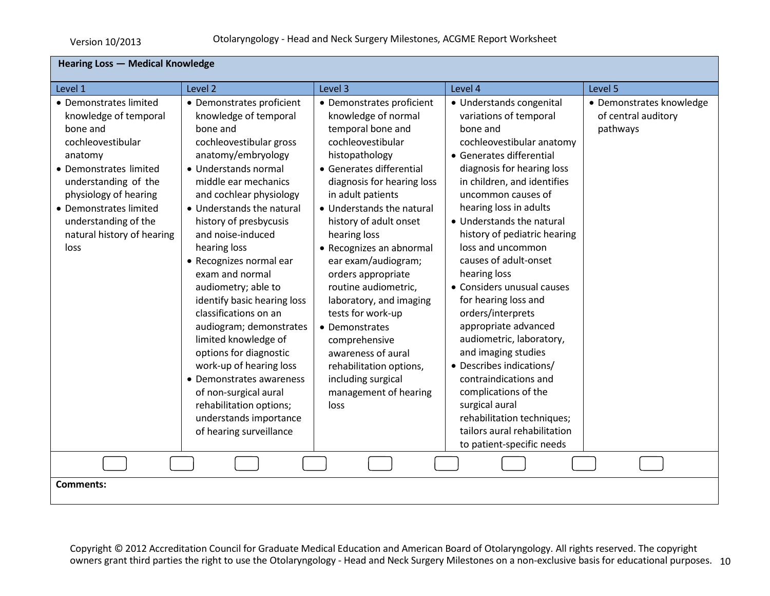## Hearing Loss — Medical Knowledge

| Level 1 | Level 2 | Level 3 | Level 4 | Level 5 |
|---|---|---|---|---|
| • Demonstrates limited knowledge of temporal bone and cochleovestibular anatomy<br>• Demonstrates limited understanding of the physiology of hearing<br>• Demonstrates limited understanding of the natural history of hearing loss | • Demonstrates proficient knowledge of temporal bone and cochleovestibular gross anatomy/embryology<br>• Understands normal middle ear mechanics and cochlear physiology<br>• Understands the natural history of presbycusis and noise-induced hearing loss<br>• Recognizes normal ear exam and normal audiometry; able to identify basic hearing loss classifications on an audiogram; demonstrates limited knowledge of options for diagnostic work-up of hearing loss<br>• Demonstrates awareness of non-surgical aural rehabilitation options; understands importance of hearing surveillance | • Demonstrates proficient knowledge of normal temporal bone and cochleovestibular histopathology<br>• Generates differential diagnosis for hearing loss in adult patients<br>• Understands the natural history of adult onset hearing loss<br>• Recognizes an abnormal ear exam/audiogram; orders appropriate routine audiometric, laboratory, and imaging tests for work-up<br>• Demonstrates comprehensive awareness of aural rehabilitation options, including surgical management of hearing loss | • Understands congenital variations of temporal bone and cochleovestibular anatomy<br>• Generates differential diagnosis for hearing loss in children, and identifies uncommon causes of hearing loss in adults<br>• Understands the natural history of pediatric hearing loss and uncommon causes of adult-onset hearing loss<br>• Considers unusual causes for hearing loss and orders/interprets appropriate advanced audiometric, laboratory, and imaging studies<br>• Describes indications/ contraindications and complications of the surgical aural rehabilitation techniques; tailors aural rehabilitation to patient-specific needs | • Demonstrates knowledge of central auditory pathways |

**Comments:**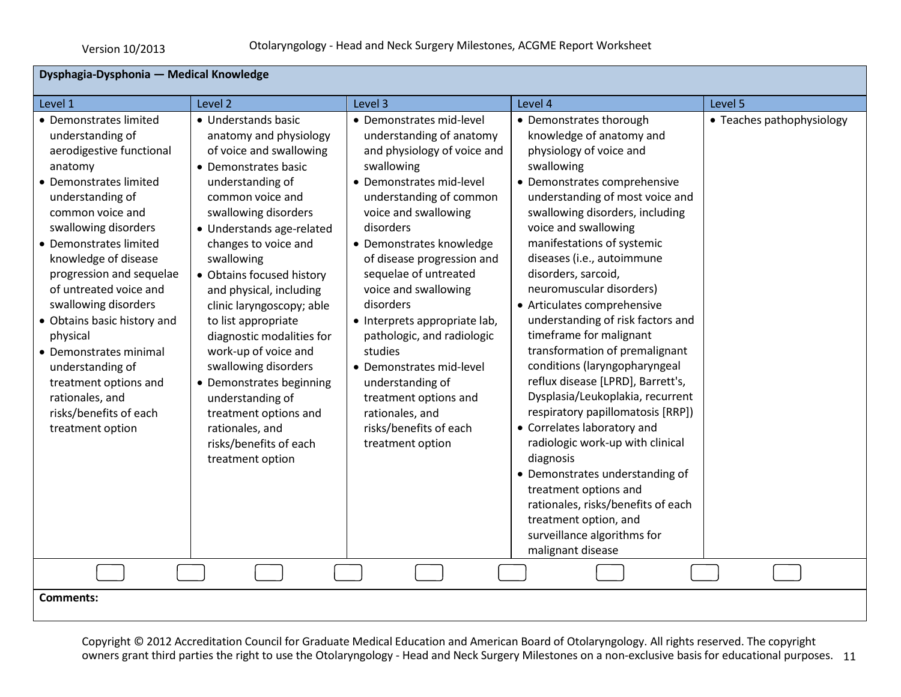| Dysphagia-Dysphonia — Medical Knowledge | | | | |
|---|---|---|---|---|
| Level 1 | Level 2 | Level 3 | Level 4 | Level 5 |
| • Demonstrates limited understanding of aerodigestive functional anatomy<br>• Demonstrates limited understanding of common voice and swallowing disorders<br>• Demonstrates limited knowledge of disease progression and sequelae of untreated voice and swallowing disorders<br>• Obtains basic history and physical<br>• Demonstrates minimal understanding of treatment options and rationales, and risks/benefits of each treatment option | • Understands basic anatomy and physiology of voice and swallowing<br>• Demonstrates basic understanding of common voice and swallowing disorders<br>• Understands age-related changes to voice and swallowing<br>• Obtains focused history and physical, including clinic laryngoscopy; able to list appropriate diagnostic modalities for work-up of voice and swallowing disorders<br>• Demonstrates beginning understanding of treatment options and rationales, and risks/benefits of each treatment option | • Demonstrates mid-level understanding of anatomy and physiology of voice and swallowing<br>• Demonstrates mid-level understanding of common voice and swallowing disorders<br>• Demonstrates knowledge of disease progression and sequelae of untreated voice and swallowing disorders<br>• Interprets appropriate lab, pathologic, and radiologic studies<br>• Demonstrates mid-level understanding of treatment options and rationales, and risks/benefits of each treatment option | • Demonstrates thorough knowledge of anatomy and physiology of voice and swallowing<br>• Demonstrates comprehensive understanding of most voice and swallowing disorders, including voice and swallowing manifestations of systemic diseases (i.e., autoimmune disorders, sarcoid, neuromuscular disorders)<br>• Articulates comprehensive understanding of risk factors and timeframe for malignant transformation of premalignant conditions (laryngopharyngeal reflux disease [LPRD], Barrett's, Dysplasia/Leukoplakia, recurrent respiratory papillomatosis [RRP])<br>• Correlates laboratory and radiologic work-up with clinical diagnosis<br>• Demonstrates understanding of treatment options and rationales, risks/benefits of each treatment option, and surveillance algorithms for malignant disease | • Teaches pathophysiology |

**Comments:**

Copyright © 2012 Accreditation Council for Graduate Medical Education and American Board of Otolaryngology. All rights reserved. The copyright owners grant third parties the right to use the Otolaryngology - Head and Neck Surgery Milestones on a non-exclusive basis for educational purposes.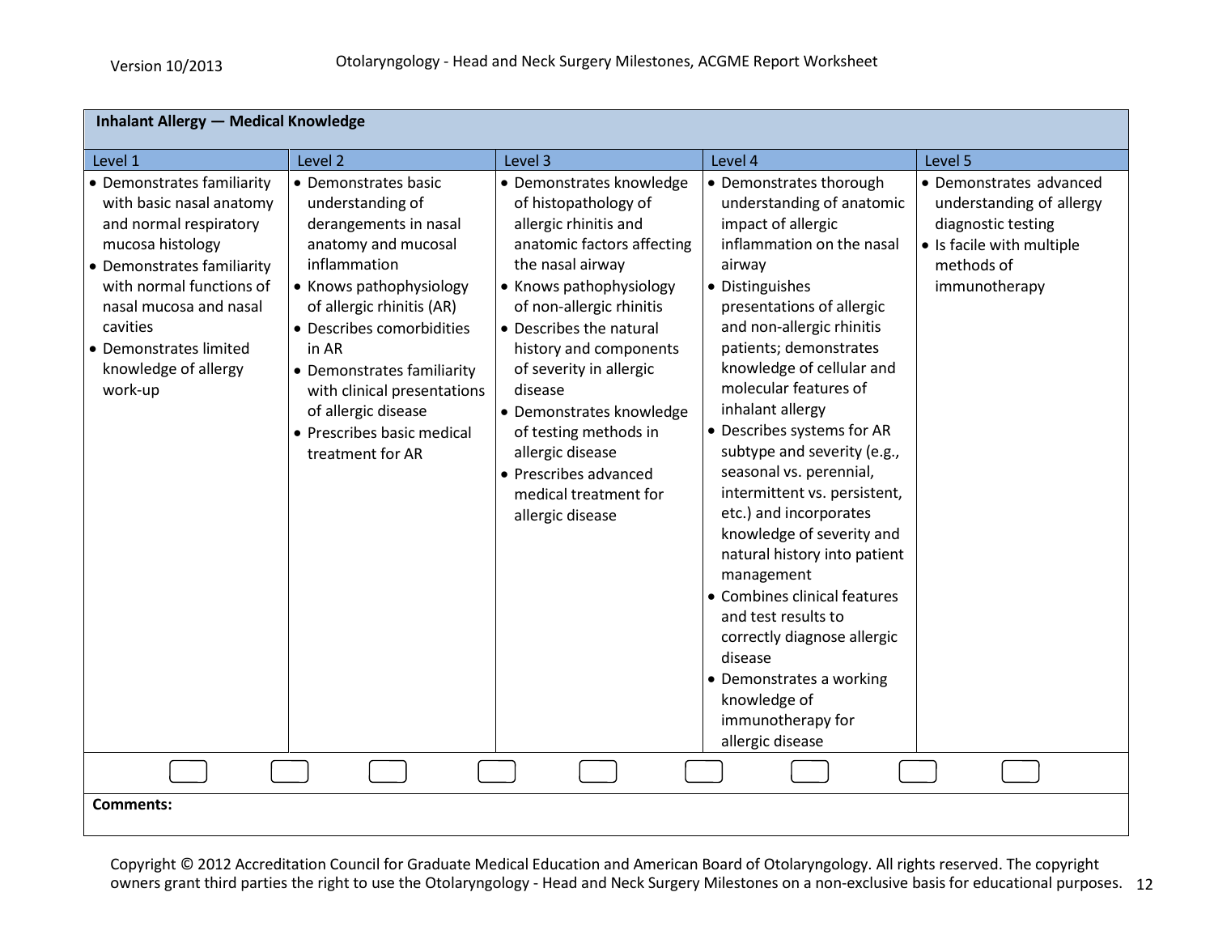## Inhalant Allergy — Medical Knowledge

| Level 1 | Level 2 | Level 3 | Level 4 | Level 5 |
|---|---|---|---|---|
| • Demonstrates familiarity with basic nasal anatomy and normal respiratory mucosa histology<br>• Demonstrates familiarity with normal functions of nasal mucosa and nasal cavities<br>• Demonstrates limited knowledge of allergy work-up | • Demonstrates basic understanding of derangements in nasal anatomy and mucosal inflammation<br>• Knows pathophysiology of allergic rhinitis (AR)<br>• Describes comorbidities in AR<br>• Demonstrates familiarity with clinical presentations of allergic disease<br>• Prescribes basic medical treatment for AR | • Demonstrates knowledge of histopathology of allergic rhinitis and anatomic factors affecting the nasal airway<br>• Knows pathophysiology of non-allergic rhinitis<br>• Describes the natural history and components of severity in allergic disease<br>• Demonstrates knowledge of testing methods in allergic disease<br>• Prescribes advanced medical treatment for allergic disease | • Demonstrates thorough understanding of anatomic impact of allergic inflammation on the nasal airway<br>• Distinguishes presentations of allergic and non-allergic rhinitis patients; demonstrates knowledge of cellular and molecular features of inhalant allergy<br>• Describes systems for AR subtype and severity (e.g., seasonal vs. perennial, intermittent vs. persistent, etc.) and incorporates knowledge of severity and natural history into patient management<br>• Combines clinical features and test results to correctly diagnose allergic disease<br>• Demonstrates a working knowledge of immunotherapy for allergic disease | • Demonstrates advanced understanding of allergy diagnostic testing<br>• Is facile with multiple methods of immunotherapy |

**Comments:**

Copyright © 2012 Accreditation Council for Graduate Medical Education and American Board of Otolaryngology. All rights reserved. The copyright owners grant third parties the right to use the Otolaryngology - Head and Neck Surgery Milestones on a non-exclusive basis for educational purposes.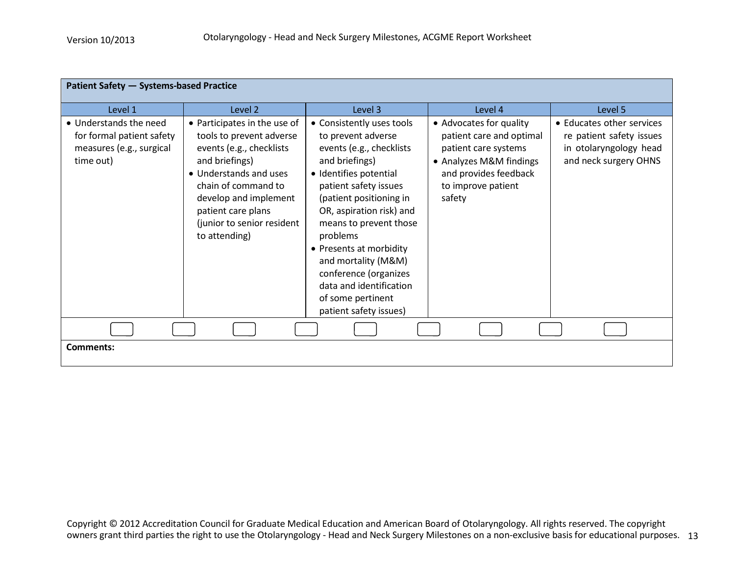| Patient Safety — Systems-based Practice | | | | |
|---|---|---|---|---|
| Level 1 | Level 2 | Level 3 | Level 4 | Level 5 |
| • Understands the need for formal patient safety measures (e.g., surgical time out) | • Participates in the use of tools to prevent adverse events (e.g., checklists and briefings)<br>• Understands and uses chain of command to develop and implement patient care plans (junior to senior resident to attending) | • Consistently uses tools to prevent adverse events (e.g., checklists and briefings)<br>• Identifies potential patient safety issues (patient positioning in OR, aspiration risk) and means to prevent those problems<br>• Presents at morbidity and mortality (M&M) conference (organizes data and identification of some pertinent patient safety issues) | • Advocates for quality patient care and optimal patient care systems<br>• Analyzes M&M findings and provides feedback to improve patient safety | • Educates other services re patient safety issues in otolaryngology head and neck surgery OHNS |

**Comments:**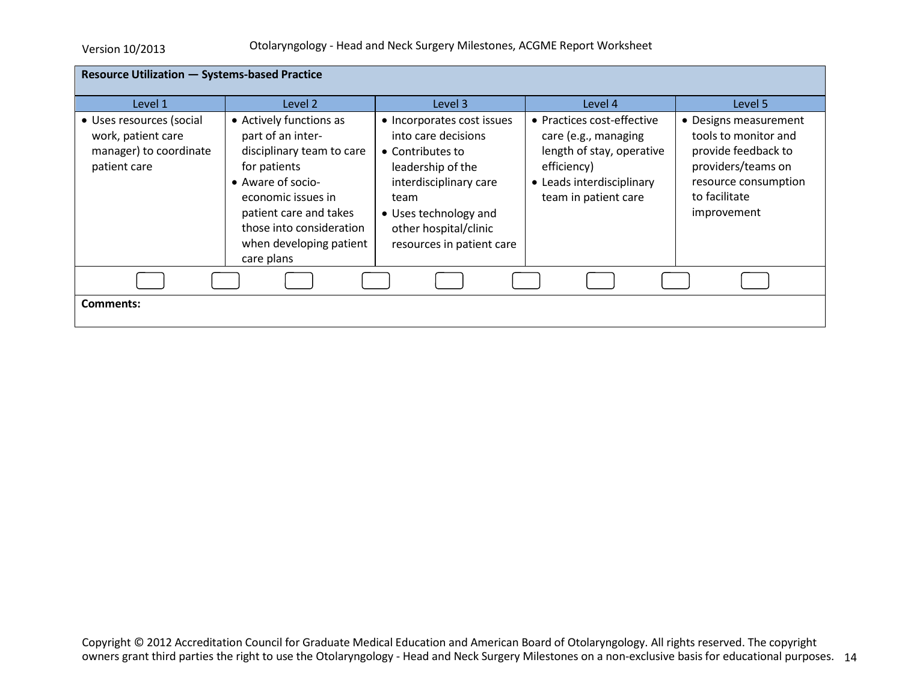**Resource Utilization — Systems-based Practice**

| Level 1 | Level 2 | Level 3 | Level 4 | Level 5 |
|---|---|---|---|---|
| • Uses resources (social work, patient care manager) to coordinate patient care | • Actively functions as part of an inter-disciplinary team to care for patients<br>• Aware of socio-economic issues in patient care and takes those into consideration when developing patient care plans | • Incorporates cost issues into care decisions<br>• Contributes to leadership of the interdisciplinary care team<br>• Uses technology and other hospital/clinic resources in patient care | • Practices cost-effective care (e.g., managing length of stay, operative efficiency)<br>• Leads interdisciplinary team in patient care | • Designs measurement tools to monitor and provide feedback to providers/teams on resource consumption to facilitate improvement |

**Comments:**

Copyright © 2012 Accreditation Council for Graduate Medical Education and American Board of Otolaryngology. All rights reserved. The copyright owners grant third parties the right to use the Otolaryngology - Head and Neck Surgery Milestones on a non-exclusive basis for educational purposes.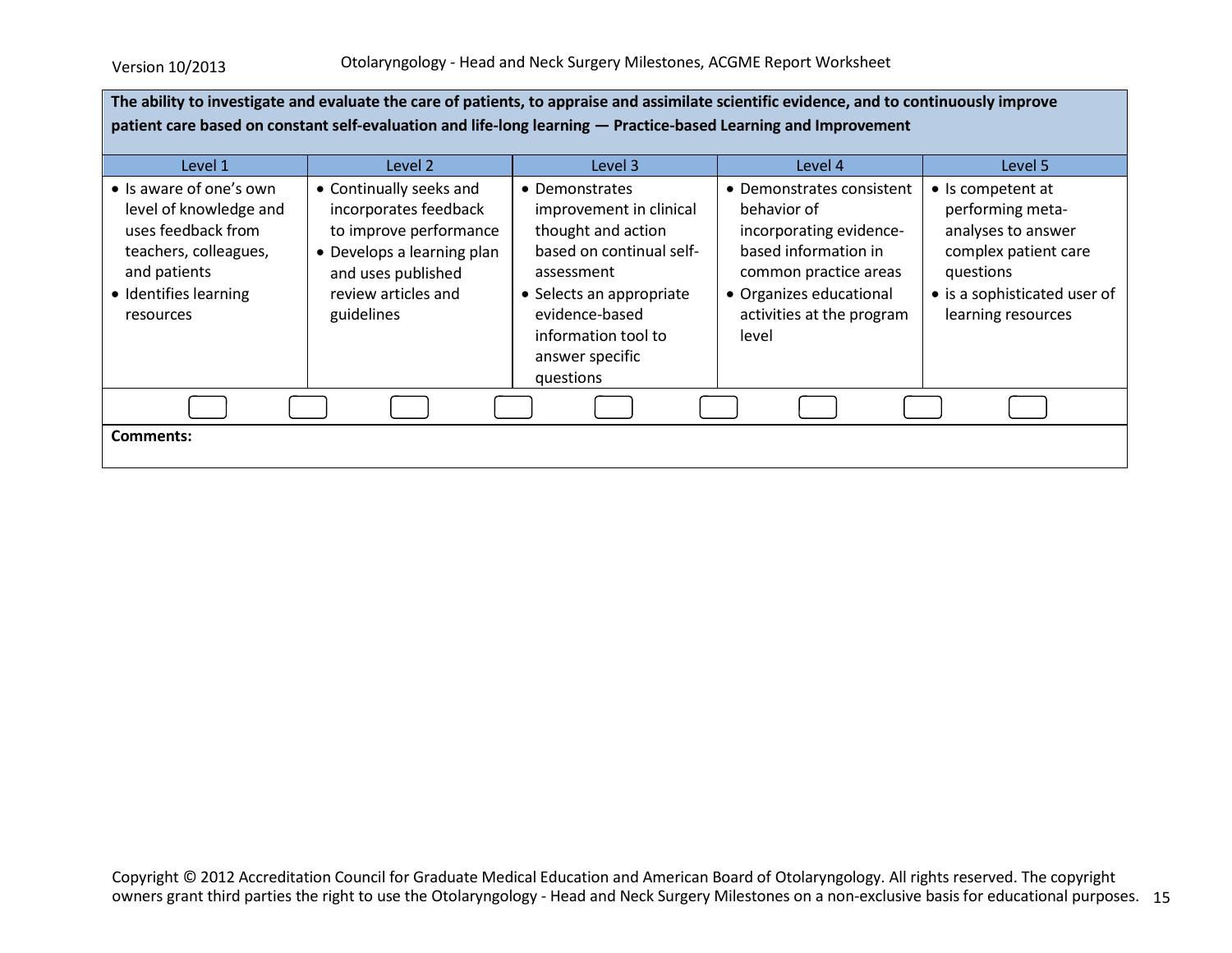**The ability to investigate and evaluate the care of patients, to appraise and assimilate scientific evidence, and to continuously improve patient care based on constant self-evaluation and life-long learning — Practice-based Learning and Improvement**

| Level 1 | Level 2 | Level 3 | Level 4 | Level 5 |
|---|---|---|---|---|
| • Is aware of one's own level of knowledge and uses feedback from teachers, colleagues, and patients<br>• Identifies learning resources | • Continually seeks and incorporates feedback to improve performance<br>• Develops a learning plan and uses published review articles and guidelines | • Demonstrates improvement in clinical thought and action based on continual self-assessment<br>• Selects an appropriate evidence-based information tool to answer specific questions | • Demonstrates consistent behavior of incorporating evidence-based information in common practice areas<br>• Organizes educational activities at the program level | • Is competent at performing meta-analyses to answer complex patient care questions<br>• is a sophisticated user of learning resources |

☐ ☐ ☐ ☐ ☐ ☐ ☐ ☐ ☐

**Comments:**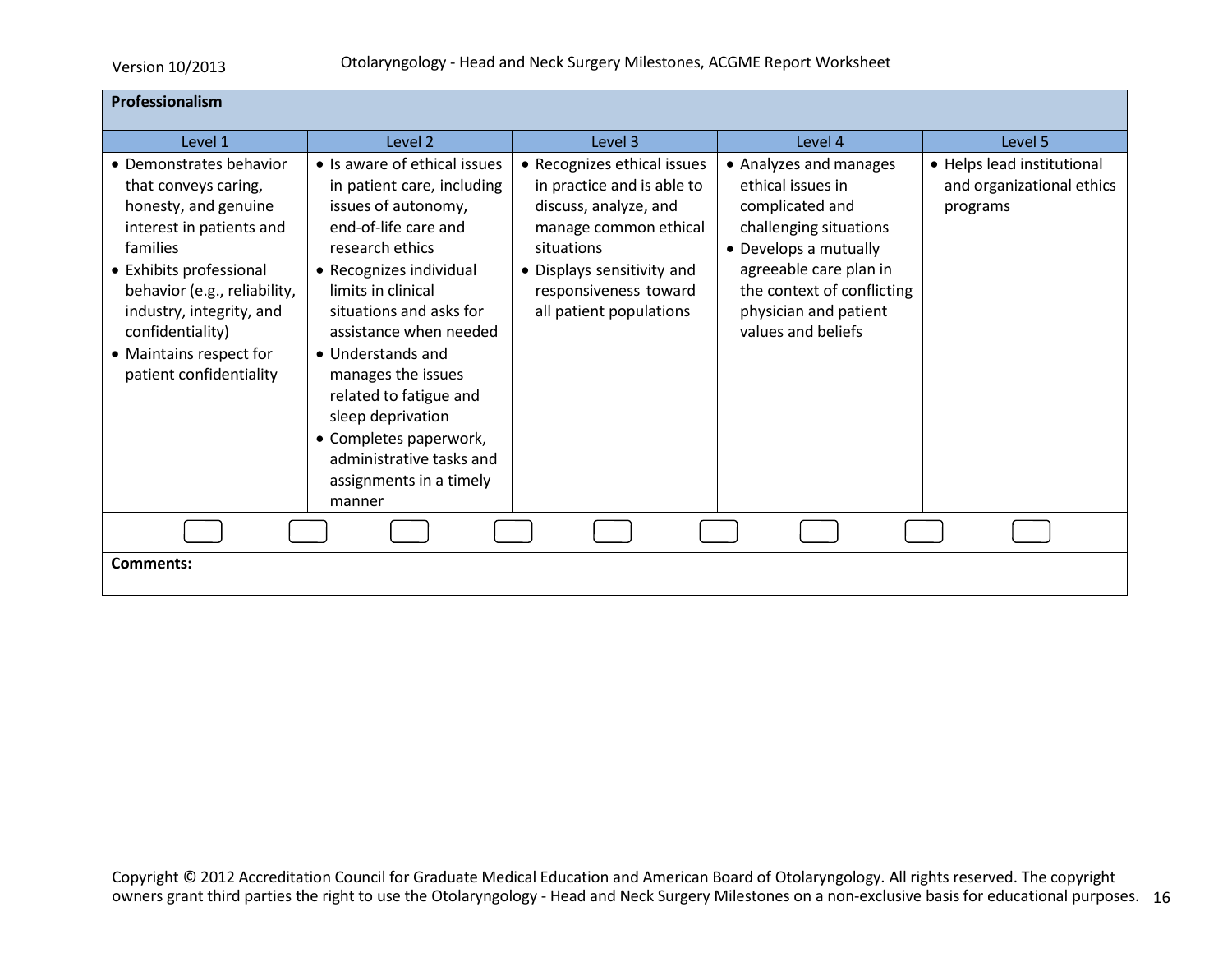| Professionalism | | | | |
|---|---|---|---|---|
| Level 1 | Level 2 | Level 3 | Level 4 | Level 5 |
| • Demonstrates behavior that conveys caring, honesty, and genuine interest in patients and families<br>• Exhibits professional behavior (e.g., reliability, industry, integrity, and confidentiality)<br>• Maintains respect for patient confidentiality | • Is aware of ethical issues in patient care, including issues of autonomy, end-of-life care and research ethics<br>• Recognizes individual limits in clinical situations and asks for assistance when needed<br>• Understands and manages the issues related to fatigue and sleep deprivation<br>• Completes paperwork, administrative tasks and assignments in a timely manner | • Recognizes ethical issues in practice and is able to discuss, analyze, and manage common ethical situations<br>• Displays sensitivity and responsiveness toward all patient populations | • Analyzes and manages ethical issues in complicated and challenging situations<br>• Develops a mutually agreeable care plan in the context of conflicting physician and patient values and beliefs | • Helps lead institutional and organizational ethics programs |

**Comments:**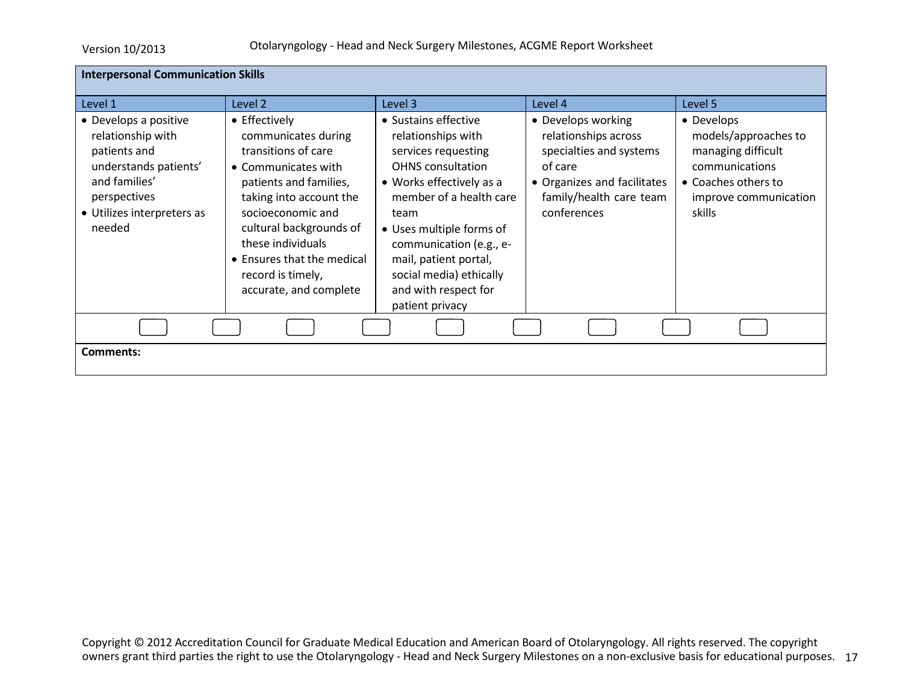## Interpersonal Communication Skills

| Level 1 | Level 2 | Level 3 | Level 4 | Level 5 |
|---|---|---|---|---|
| • Develops a positive relationship with patients and understands patients' and families' perspectives<br>• Utilizes interpreters as needed | • Effectively communicates during transitions of care<br>• Communicates with patients and families, taking into account the socioeconomic and cultural backgrounds of these individuals<br>• Ensures that the medical record is timely, accurate, and complete | • Sustains effective relationships with services requesting OHNS consultation<br>• Works effectively as a member of a health care team<br>• Uses multiple forms of communication (e.g., e-mail, patient portal, social media) ethically and with respect for patient privacy | • Develops working relationships across specialties and systems of care<br>• Organizes and facilitates family/health care team conferences | • Develops models/approaches to managing difficult communications<br>• Coaches others to improve communication skills |

**Comments:**